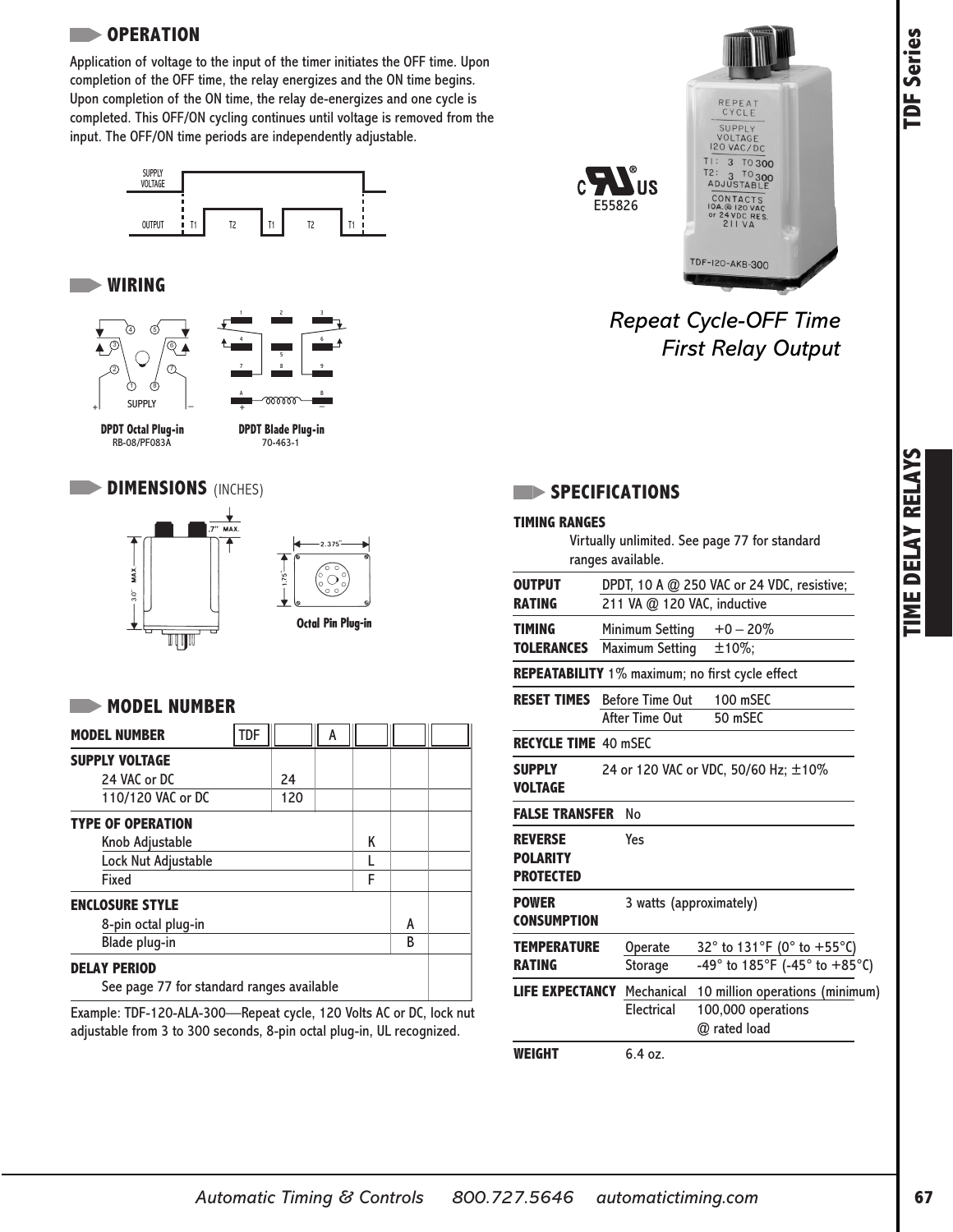## OPERATION

Application of voltage to the input of the timer initiates the OFF time. Upon completion of the OFF time, the relay energizes and the ON time begins. Upon completion of the ON time, the relay de-energizes and one cycle is completed. This OFF/ON cycling continues until voltage is removed from the input. The OFF/ON time periods are independently adjustable.

SUPPLY VOLTAGE

OUTPUT T1 T2 T1 T2 T1

*Repeat Cycle-OFF Time First Relay Output*

E55826

## WIRING

**DPDT Octal Plug-in**
RB-08/PF083A

**DPDT Blade Plug-in**
70-463-1

## DIMENSIONS (INCHES)

**Octal Pin Plug-in**

## MODEL NUMBER

| MODEL NUMBER | TDF | | A | | | |
|---|---|---|---|---|---|---|
| **SUPPLY VOLTAGE** | | | | | | |
| 24 VAC or DC | | 24 | | | | |
| 110/120 VAC or DC | | 120 | | | | |
| **TYPE OF OPERATION** | | | | | | |
| Knob Adjustable | | | | K | | |
| Lock Nut Adjustable | | | | L | | |
| Fixed | | | | F | | |
| **ENCLOSURE STYLE** | | | | | | |
| 8-pin octal plug-in | | | | | A | |
| Blade plug-in | | | | | B | |
| **DELAY PERIOD** | | | | | | |
| See page 77 for standard ranges available | | | | | | |

Example: TDF-120-ALA-300—Repeat cycle, 120 Volts AC or DC, lock nut adjustable from 3 to 300 seconds, 8-pin octal plug-in, UL recognized.

## SPECIFICATIONS

**TIMING RANGES**
Virtually unlimited. See page 77 for standard ranges available.

| | | |
|---|---|---|
| **OUTPUT RATING** | DPDT, 10 A @ 250 VAC or 24 VDC, resistive; 211 VA @ 120 VAC, inductive | |
| **TIMING TOLERANCES** | Minimum Setting | +0 – 20% |
| | Maximum Setting | ±10%; |
| **REPEATABILITY** | 1% maximum; no first cycle effect | |
| **RESET TIMES** | Before Time Out | 100 mSEC |
| | After Time Out | 50 mSEC |
| **RECYCLE TIME** | 40 mSEC | |
| **SUPPLY VOLTAGE** | 24 or 120 VAC or VDC, 50/60 Hz; ±10% | |
| **FALSE TRANSFER** | No | |
| **REVERSE POLARITY PROTECTED** | Yes | |
| **POWER CONSUMPTION** | 3 watts (approximately) | |
| **TEMPERATURE RATING** | Operate | 32° to 131°F (0° to +55°C) |
| | Storage | -49° to 185°F (-45° to +85°C) |
| **LIFE EXPECTANCY** | Mechanical | 10 million operations (minimum) |
| | Electrical | 100,000 operations @ rated load |
| **WEIGHT** | 6.4 oz. | |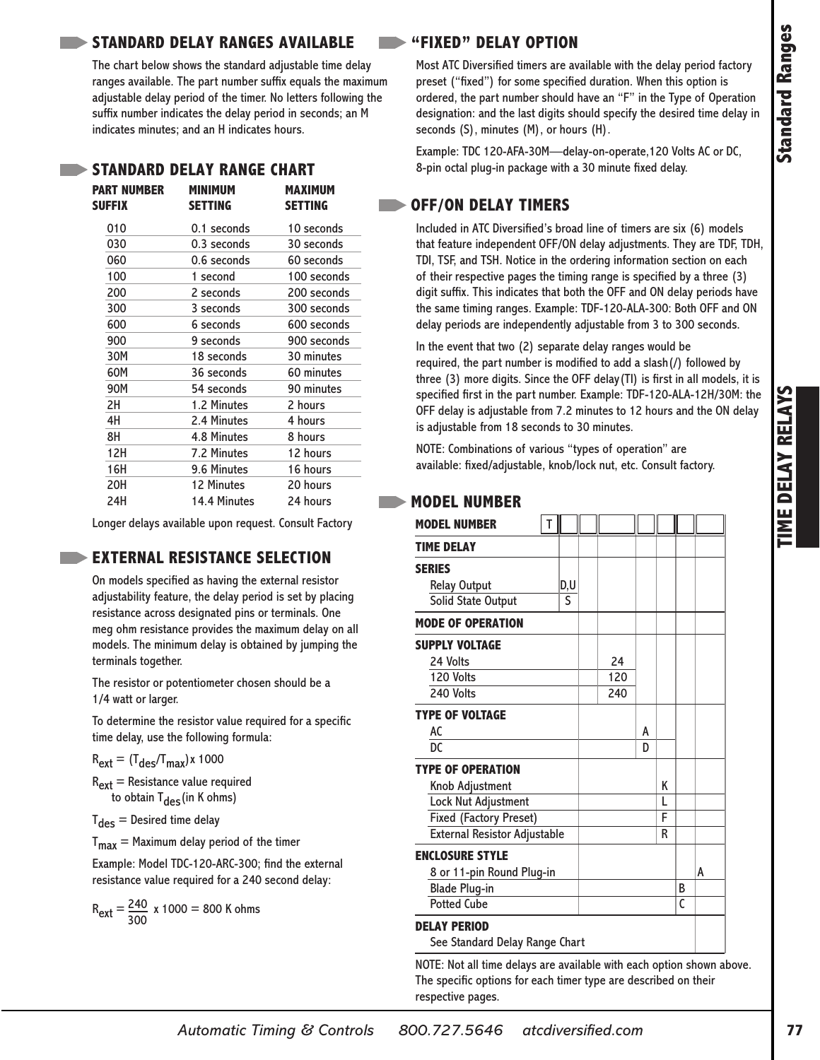## STANDARD DELAY RANGES AVAILABLE

The chart below shows the standard adjustable time delay ranges available. The part number suffix equals the maximum adjustable delay period of the timer. No letters following the suffix number indicates the delay period in seconds; an M indicates minutes; and an H indicates hours.

## STANDARD DELAY RANGE CHART

| PART NUMBER SUFFIX | MINIMUM SETTING | MAXIMUM SETTING |
|---|---|---|
| 010 | 0.1 seconds | 10 seconds |
| 030 | 0.3 seconds | 30 seconds |
| 060 | 0.6 seconds | 60 seconds |
| 100 | 1 second | 100 seconds |
| 200 | 2 seconds | 200 seconds |
| 300 | 3 seconds | 300 seconds |
| 600 | 6 seconds | 600 seconds |
| 900 | 9 seconds | 900 seconds |
| 30M | 18 seconds | 30 minutes |
| 60M | 36 seconds | 60 minutes |
| 90M | 54 seconds | 90 minutes |
| 2H | 1.2 Minutes | 2 hours |
| 4H | 2.4 Minutes | 4 hours |
| 8H | 4.8 Minutes | 8 hours |
| 12H | 7.2 Minutes | 12 hours |
| 16H | 9.6 Minutes | 16 hours |
| 20H | 12 Minutes | 20 hours |
| 24H | 14.4 Minutes | 24 hours |

Longer delays available upon request. Consult Factory

## EXTERNAL RESISTANCE SELECTION

On models specified as having the external resistor adjustability feature, the delay period is set by placing resistance across designated pins or terminals. One meg ohm resistance provides the maximum delay on all models. The minimum delay is obtained by jumping the terminals together.

The resistor or potentiometer chosen should be a 1/4 watt or larger.

To determine the resistor value required for a specific time delay, use the following formula:

$R_{ext} = (T_{des}/T_{max}) \times 1000$

$R_{ext}$ = Resistance value required to obtain $T_{des}$ (in K ohms)

$T_{des}$ = Desired time delay

$T_{max}$ = Maximum delay period of the timer

Example: Model TDC-120-ARC-300; find the external resistance value required for a 240 second delay:

$$R_{ext} = \frac{240}{300} \times 1000 = 800 \text{ K ohms}$$

## "FIXED" DELAY OPTION

Most ATC Diversified timers are available with the delay period factory preset ("fixed") for some specified duration. When this option is ordered, the part number should have an "F" in the Type of Operation designation: and the last digits should specify the desired time delay in seconds (S), minutes (M), or hours (H).

Example: TDC 120-AFA-30M—delay-on-operate,120 Volts AC or DC, 8-pin octal plug-in package with a 30 minute fixed delay.

## OFF/ON DELAY TIMERS

Included in ATC Diversified's broad line of timers are six (6) models that feature independent OFF/ON delay adjustments. They are TDF, TDH, TDI, TSF, and TSH. Notice in the ordering information section on each of their respective pages the timing range is specified by a three (3) digit suffix. This indicates that both the OFF and ON delay periods have the same timing ranges. Example: TDF-120-ALA-300: Both OFF and ON delay periods are independently adjustable from 3 to 300 seconds.

In the event that two (2) separate delay ranges would be required, the part number is modified to add a slash(/) followed by three (3) more digits. Since the OFF delay(TI) is first in all models, it is specified first in the part number. Example: TDF-120-ALA-12H/30M: the OFF delay is adjustable from 7.2 minutes to 12 hours and the ON delay is adjustable from 18 seconds to 30 minutes.

NOTE: Combinations of various "types of operation" are available: fixed/adjustable, knob/lock nut, etc. Consult factory.

## MODEL NUMBER

| MODEL NUMBER | T | | | | | | | |
|---|---|---|---|---|---|---|---|---|
| **TIME DELAY** | | | | | | | | |
| **SERIES** | | | | | | | | |
| Relay Output | | D,U | | | | | | |
| Solid State Output | | S | | | | | | |
| **MODE OF OPERATION** | | | | | | | | |
| **SUPPLY VOLTAGE** | | | | | | | | |
| 24 Volts | | | | 24 | | | | |
| 120 Volts | | | | 120 | | | | |
| 240 Volts | | | | 240 | | | | |
| **TYPE OF VOLTAGE** | | | | | | | | |
| AC | | | | | A | | | |
| DC | | | | | D | | | |
| **TYPE OF OPERATION** | | | | | | | | |
| Knob Adjustment | | | | | | K | | |
| Lock Nut Adjustment | | | | | | L | | |
| Fixed (Factory Preset) | | | | | | F | | |
| External Resistor Adjustable | | | | | | R | | |
| **ENCLOSURE STYLE** | | | | | | | | |
| 8 or 11-pin Round Plug-in | | | | | | | | A |
| Blade Plug-in | | | | | | | B | |
| Potted Cube | | | | | | | C | |
| **DELAY PERIOD** | | | | | | | | |
| See Standard Delay Range Chart | | | | | | | | |

NOTE: Not all time delays are available with each option shown above. The specific options for each timer type are described on their respective pages.